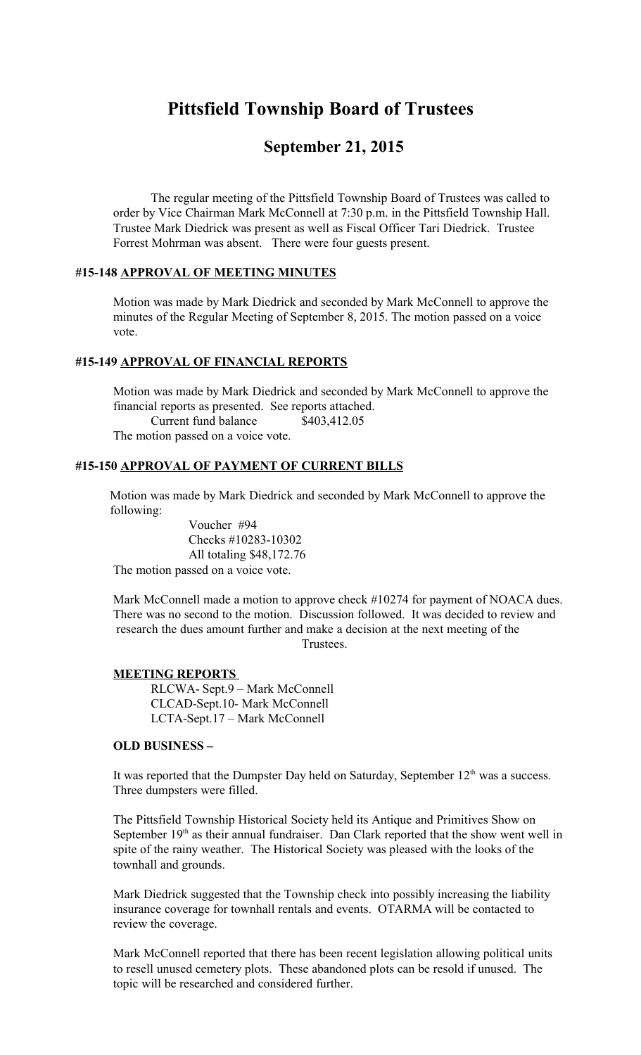# Pittsfield Township Board of Trustees

## September 21, 2015

The regular meeting of the Pittsfield Township Board of Trustees was called to order by Vice Chairman Mark McConnell at 7:30 p.m. in the Pittsfield Township Hall. Trustee Mark Diedrick was present as well as Fiscal Officer Tari Diedrick. Trustee Forrest Mohrman was absent. There were four guests present.

### #15-148 APPROVAL OF MEETING MINUTES

Motion was made by Mark Diedrick and seconded by Mark McConnell to approve the minutes of the Regular Meeting of September 8, 2015. The motion passed on a voice vote.

### #15-149 APPROVAL OF FINANCIAL REPORTS

Motion was made by Mark Diedrick and seconded by Mark McConnell to approve the financial reports as presented. See reports attached.

Current fund balance $403,412.05

The motion passed on a voice vote.

### #15-150 APPROVAL OF PAYMENT OF CURRENT BILLS

Motion was made by Mark Diedrick and seconded by Mark McConnell to approve the following:

Voucher #94
Checks #10283-10302
All totaling $48,172.76

The motion passed on a voice vote.

Mark McConnell made a motion to approve check #10274 for payment of NOACA dues. There was no second to the motion. Discussion followed. It was decided to review and research the dues amount further and make a decision at the next meeting of the Trustees.

**MEETING REPORTS**

RLCWA- Sept.9 – Mark McConnell
CLCAD-Sept.10- Mark McConnell
LCTA-Sept.17 – Mark McConnell

**OLD BUSINESS –**

It was reported that the Dumpster Day held on Saturday, September 12th was a success. Three dumpsters were filled.

The Pittsfield Township Historical Society held its Antique and Primitives Show on September 19th as their annual fundraiser. Dan Clark reported that the show went well in spite of the rainy weather. The Historical Society was pleased with the looks of the townhall and grounds.

Mark Diedrick suggested that the Township check into possibly increasing the liability insurance coverage for townhall rentals and events. OTARMA will be contacted to review the coverage.

Mark McConnell reported that there has been recent legislation allowing political units to resell unused cemetery plots. These abandoned plots can be resold if unused. The topic will be researched and considered further.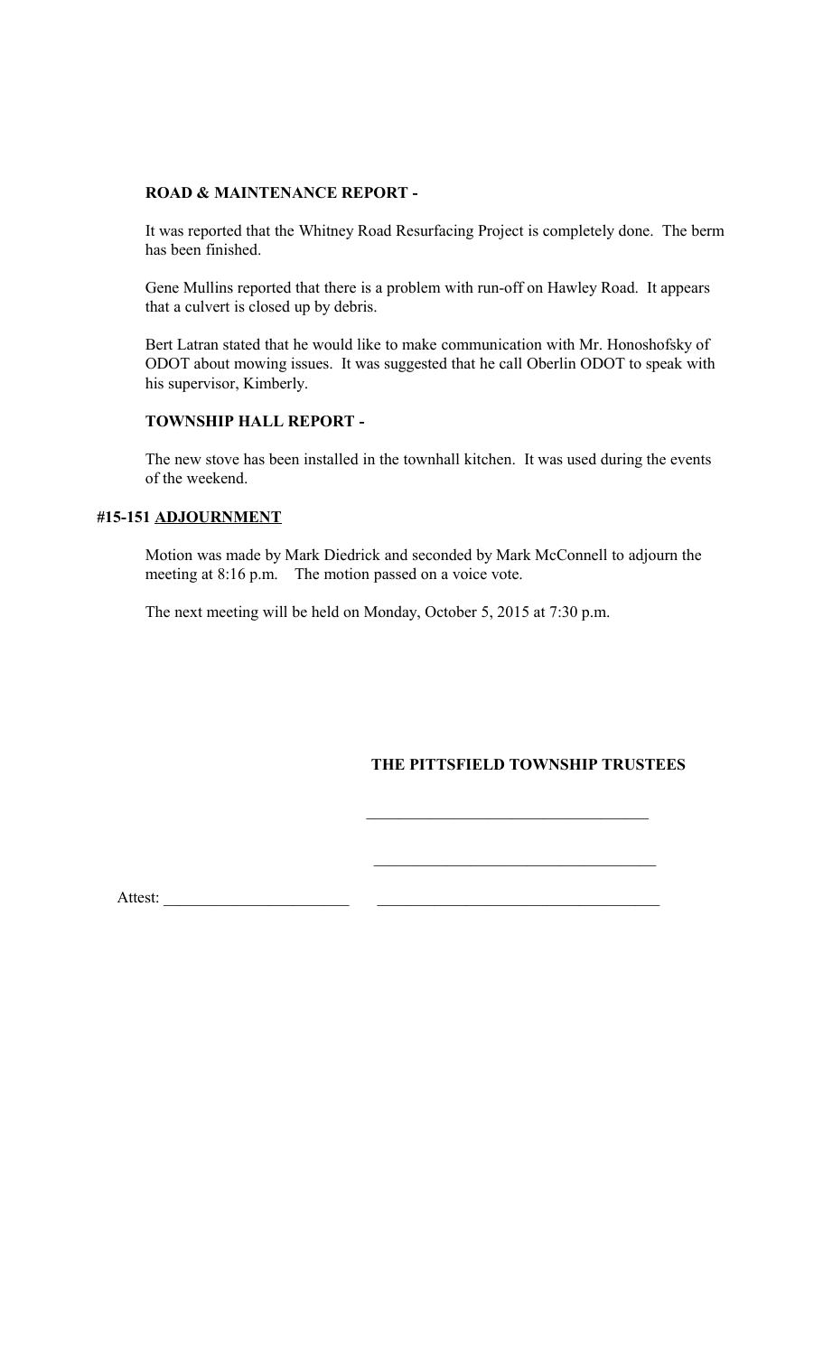**ROAD & MAINTENANCE REPORT -**

It was reported that the Whitney Road Resurfacing Project is completely done. The berm has been finished.

Gene Mullins reported that there is a problem with run-off on Hawley Road. It appears that a culvert is closed up by debris.

Bert Latran stated that he would like to make communication with Mr. Honoshofsky of ODOT about mowing issues. It was suggested that he call Oberlin ODOT to speak with his supervisor, Kimberly.

**TOWNSHIP HALL REPORT -**

The new stove has been installed in the townhall kitchen. It was used during the events of the weekend.

**#15-151 ADJOURNMENT**

Motion was made by Mark Diedrick and seconded by Mark McConnell to adjourn the meeting at 8:16 p.m. The motion passed on a voice vote.

The next meeting will be held on Monday, October 5, 2015 at 7:30 p.m.

**THE PITTSFIELD TOWNSHIP TRUSTEES**

\_\_\_\_\_\_\_\_\_\_\_\_\_\_\_\_\_\_\_\_\_\_\_\_\_\_\_\_\_\_\_\_\_\_\_

\_\_\_\_\_\_\_\_\_\_\_\_\_\_\_\_\_\_\_\_\_\_\_\_\_\_\_\_\_\_\_\_\_\_\_

Attest: \_\_\_\_\_\_\_\_\_\_\_\_\_\_\_\_\_\_\_\_\_\_\_ \_\_\_\_\_\_\_\_\_\_\_\_\_\_\_\_\_\_\_\_\_\_\_\_\_\_\_\_\_\_\_\_\_\_\_